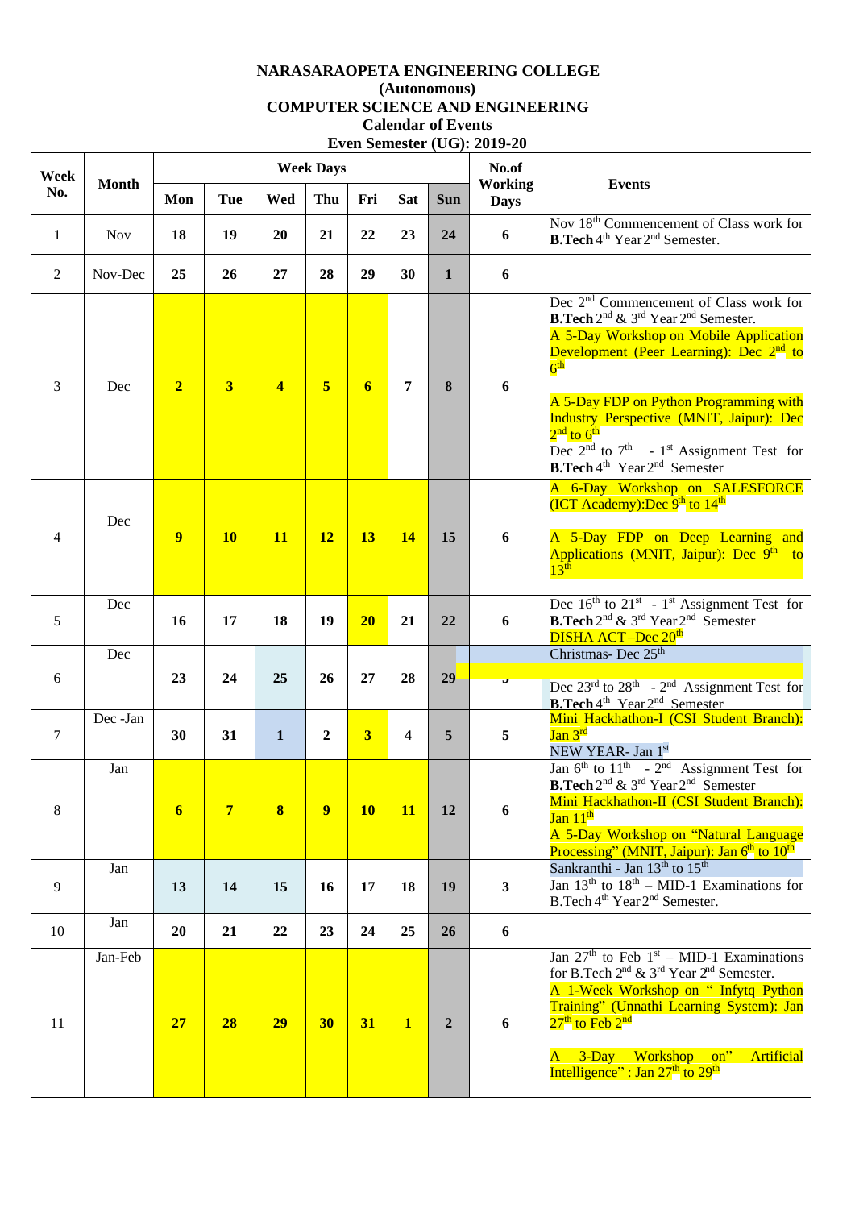**NARASARAOPETA ENGINEERING COLLEGE**
**(Autonomous)**
**COMPUTER SCIENCE AND ENGINEERING**
**Calendar of Events**
**Even Semester (UG): 2019-20**

| Week No. | Month | Mon | Tue | Wed | Thu | Fri | Sat | Sun | No.of Working Days | Events |
|---|---|---|---|---|---|---|---|---|---|---|
| 1 | Nov | 18 | 19 | 20 | 21 | 22 | 23 | 24 | 6 | Nov 18th Commencement of Class work for **B.Tech** 4th Year 2nd Semester. |
| 2 | Nov-Dec | 25 | 26 | 27 | 28 | 29 | 30 | 1 | 6 | |
| 3 | Dec | 2 | 3 | 4 | 5 | 6 | 7 | 8 | 6 | Dec 2nd Commencement of Class work for **B.Tech** 2nd & 3rd Year 2nd Semester. A 5-Day Workshop on Mobile Application Development (Peer Learning): Dec 2nd to 6th A 5-Day FDP on Python Programming with Industry Perspective (MNIT, Jaipur): Dec 2nd to 6th Dec 2nd to 7th - 1st Assignment Test for **B.Tech** 4th Year 2nd Semester |
| 4 | Dec | 9 | 10 | 11 | 12 | 13 | 14 | 15 | 6 | A 6-Day Workshop on SALESFORCE (ICT Academy):Dec 9th to 14th A 5-Day FDP on Deep Learning and Applications (MNIT, Jaipur): Dec 9th to 13th |
| 5 | Dec | 16 | 17 | 18 | 19 | 20 | 21 | 22 | 6 | Dec 16th to 21st - 1st Assignment Test for **B.Tech** 2nd & 3rd Year 2nd Semester DISHA ACT–Dec 20th |
| 6 | Dec | 23 | 24 | 25 | 26 | 27 | 28 | 29 | 5 | Christmas- Dec 25th Dec 23rd to 28th - 2nd Assignment Test for **B.Tech** 4th Year 2nd Semester |
| 7 | Dec -Jan | 30 | 31 | 1 | 2 | 3 | 4 | 5 | 5 | Mini Hackhathon-I (CSI Student Branch): Jan 3rd NEW YEAR- Jan 1st |
| 8 | Jan | 6 | 7 | 8 | 9 | 10 | 11 | 12 | 6 | Jan 6th to 11th - 2nd Assignment Test for **B.Tech** 2nd & 3rd Year 2nd Semester Mini Hackhathon-II (CSI Student Branch): Jan 11th A 5-Day Workshop on "Natural Language Processing" (MNIT, Jaipur): Jan 6th to 10th |
| 9 | Jan | 13 | 14 | 15 | 16 | 17 | 18 | 19 | 3 | Sankranthi - Jan 13th to 15th Jan 13th to 18th – MID-1 Examinations for B.Tech 4th Year 2nd Semester. |
| 10 | Jan | 20 | 21 | 22 | 23 | 24 | 25 | 26 | 6 | |
| 11 | Jan-Feb | 27 | 28 | 29 | 30 | 31 | 1 | 2 | 6 | Jan 27th to Feb 1st – MID-1 Examinations for B.Tech 2nd & 3rd Year 2nd Semester. A 1-Week Workshop on " Infytq Python Training" (Unnathi Learning System): Jan 27th to Feb 2nd A 3-Day Workshop on" Artificial Intelligence" : Jan 27th to 29th |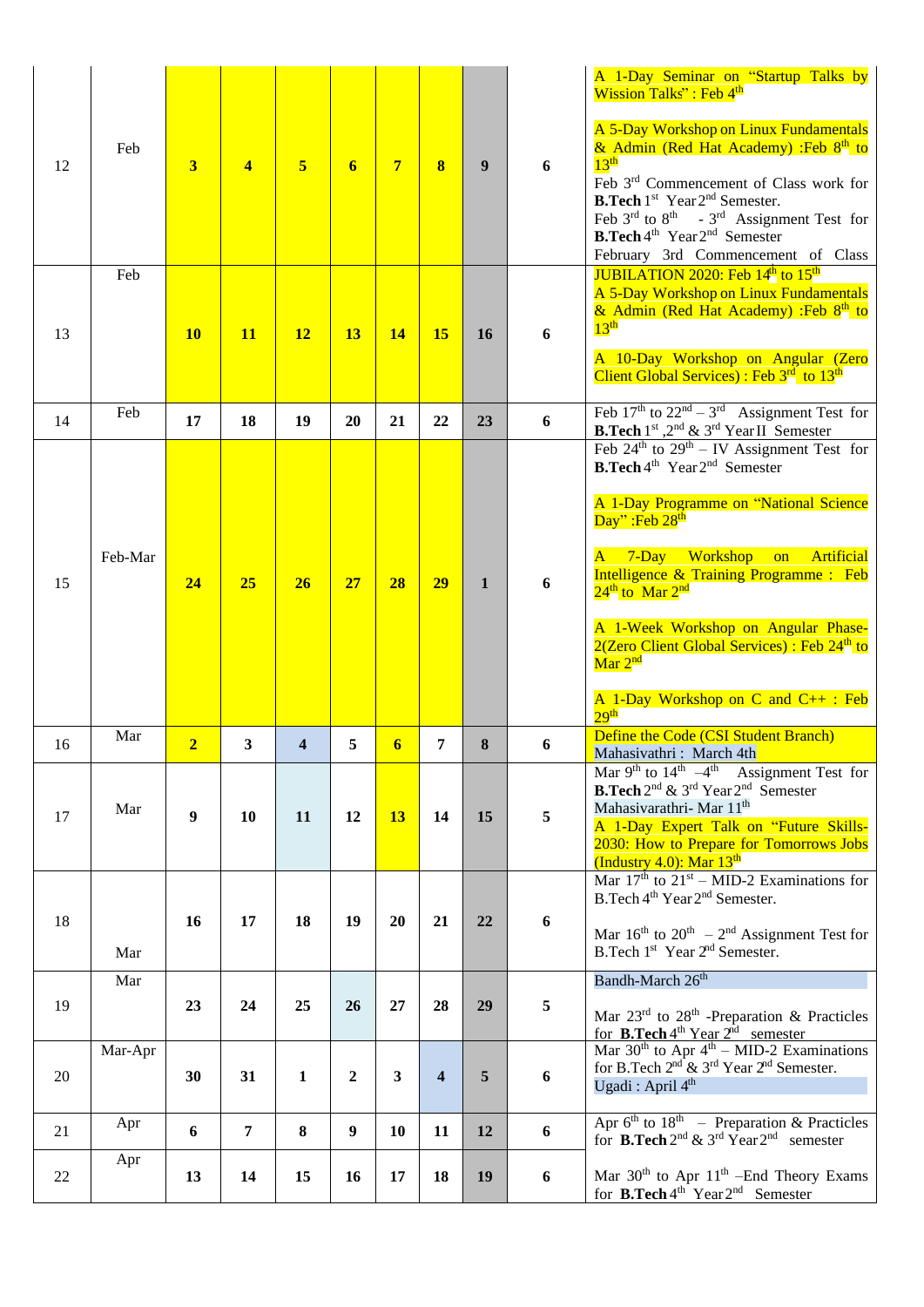| 12 | Feb | 3 | 4 | 5 | 6 | 7 | 8 | 9 | 6 | A 1-Day Seminar on "Startup Talks by Wission Talks" : Feb 4th<br><br>A 5-Day Workshop on Linux Fundamentals & Admin (Red Hat Academy) :Feb 8th to 13th<br>Feb 3rd Commencement of Class work for **B.Tech** 1st Year 2nd Semester.<br>Feb 3rd to 8th - 3rd Assignment Test for **B.Tech** 4th Year 2nd Semester<br>February 3rd Commencement of Class |
|---|---|---|---|---|---|---|---|---|---|---|
| 13 | Feb | 10 | 11 | 12 | 13 | 14 | 15 | 16 | 6 | JUBILATION 2020: Feb 14th to 15th<br>A 5-Day Workshop on Linux Fundamentals & Admin (Red Hat Academy) :Feb 8th to 13th<br><br>A 10-Day Workshop on Angular (Zero Client Global Services) : Feb 3rd to 13th |
| 14 | Feb | 17 | 18 | 19 | 20 | 21 | 22 | 23 | 6 | Feb 17th to 22nd – 3rd Assignment Test for **B.Tech** 1st ,2nd & 3rd Year II Semester |
| 15 | Feb-Mar | 24 | 25 | 26 | 27 | 28 | 29 | 1 | 6 | Feb 24th to 29th – IV Assignment Test for **B.Tech** 4th Year 2nd Semester<br><br>A 1-Day Programme on "National Science Day" :Feb 28th<br><br>A 7-Day Workshop on Artificial Intelligence & Training Programme : Feb 24th to Mar 2nd<br><br>A 1-Week Workshop on Angular Phase-2(Zero Client Global Services) : Feb 24th to Mar 2nd<br><br>A 1-Day Workshop on C and C++ : Feb 29th |
| 16 | Mar | 2 | 3 | 4 | 5 | 6 | 7 | 8 | 6 | Define the Code (CSI Student Branch)<br>Mahasivathri : March 4th |
| 17 | Mar | 9 | 10 | 11 | 12 | 13 | 14 | 15 | 5 | Mar 9th to 14th –4th Assignment Test for **B.Tech** 2nd & 3rd Year 2nd Semester<br>Mahasivarathri- Mar 11th<br>A 1-Day Expert Talk on "Future Skills-2030: How to Prepare for Tomorrows Jobs (Industry 4.0): Mar 13th |
| 18 | Mar | 16 | 17 | 18 | 19 | 20 | 21 | 22 | 6 | Mar 17th to 21st – MID-2 Examinations for B.Tech 4th Year 2nd Semester.<br><br>Mar 16th to 20th – 2nd Assignment Test for B.Tech 1st Year 2nd Semester. |
| 19 | Mar | 23 | 24 | 25 | 26 | 27 | 28 | 29 | 5 | Bandh-March 26th<br><br>Mar 23rd to 28th -Preparation & Practicles for **B.Tech** 4th Year 2nd semester |
| 20 | Mar-Apr | 30 | 31 | 1 | 2 | 3 | 4 | 5 | 6 | Mar 30th to Apr 4th – MID-2 Examinations for B.Tech 2nd & 3rd Year 2nd Semester.<br>Ugadi : April 4th |
| 21 | Apr | 6 | 7 | 8 | 9 | 10 | 11 | 12 | 6 | Apr 6th to 18th – Preparation & Practicles for **B.Tech** 2nd & 3rd Year 2nd semester |
| 22 | Apr | 13 | 14 | 15 | 16 | 17 | 18 | 19 | 6 | Mar 30th to Apr 11th –End Theory Exams for **B.Tech** 4th Year 2nd Semester |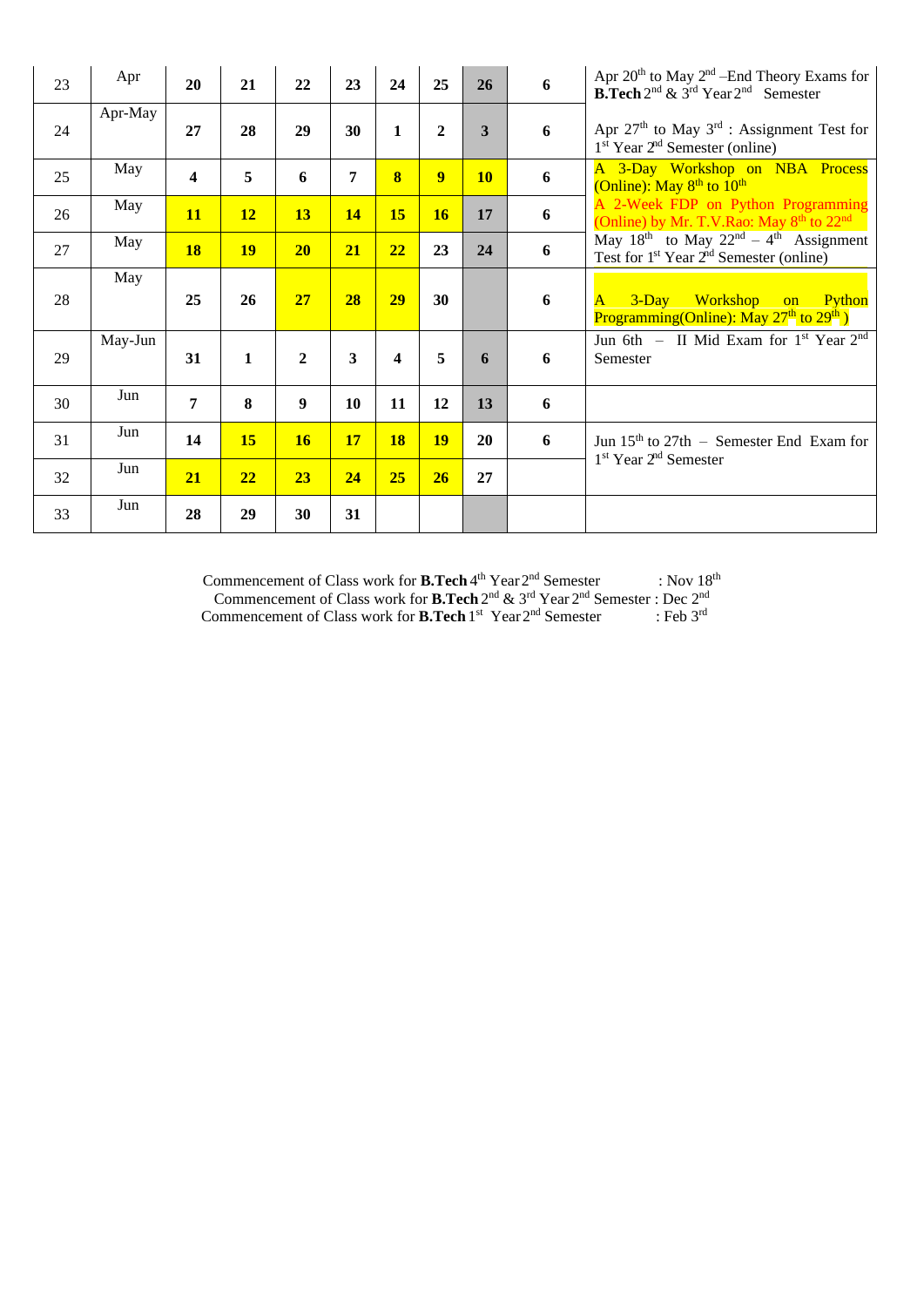| | | | | | | | | | | |
|---|---|---|---|---|---|---|---|---|---|---|
| 23 | Apr | **20** | **21** | **22** | **23** | **24** | **25** | **26** | **6** | Apr 20th to May 2nd –End Theory Exams for **B.Tech** 2nd & 3rd Year 2nd Semester |
| 24 | Apr-May | **27** | **28** | **29** | **30** | **1** | **2** | **3** | **6** | Apr 27th to May 3rd : Assignment Test for 1st Year 2nd Semester (online) |
| 25 | May | **4** | **5** | **6** | **7** | **8** | **9** | **10** | **6** | A 3-Day Workshop on NBA Process (Online): May 8th to 10th |
| 26 | May | **11** | **12** | **13** | **14** | **15** | **16** | **17** | **6** | A 2-Week FDP on Python Programming (Online) by Mr. T.V.Rao: May 8th to 22nd |
| 27 | May | **18** | **19** | **20** | **21** | **22** | **23** | **24** | **6** | May 18th to May 22nd – 4th Assignment Test for 1st Year 2nd Semester (online) |
| 28 | May | **25** | **26** | **27** | **28** | **29** | **30** | | **6** | A 3-Day Workshop on Python Programming(Online): May 27th to 29th ) |
| 29 | May-Jun | **31** | **1** | **2** | **3** | **4** | **5** | **6** | **6** | Jun 6th – II Mid Exam for 1st Year 2nd Semester |
| 30 | Jun | **7** | **8** | **9** | **10** | **11** | **12** | **13** | **6** | |
| 31 | Jun | **14** | **15** | **16** | **17** | **18** | **19** | **20** | **6** | Jun 15th to 27th – Semester End Exam for 1st Year 2nd Semester |
| 32 | Jun | **21** | **22** | **23** | **24** | **25** | **26** | **27** | | |
| 33 | Jun | **28** | **29** | **30** | **31** | | | | | |

Commencement of Class work for **B.Tech** 4th Year 2nd Semester : Nov 18th

Commencement of Class work for **B.Tech** 2nd & 3rd Year 2nd Semester : Dec 2nd

Commencement of Class work for **B.Tech** 1st Year 2nd Semester : Feb 3rd